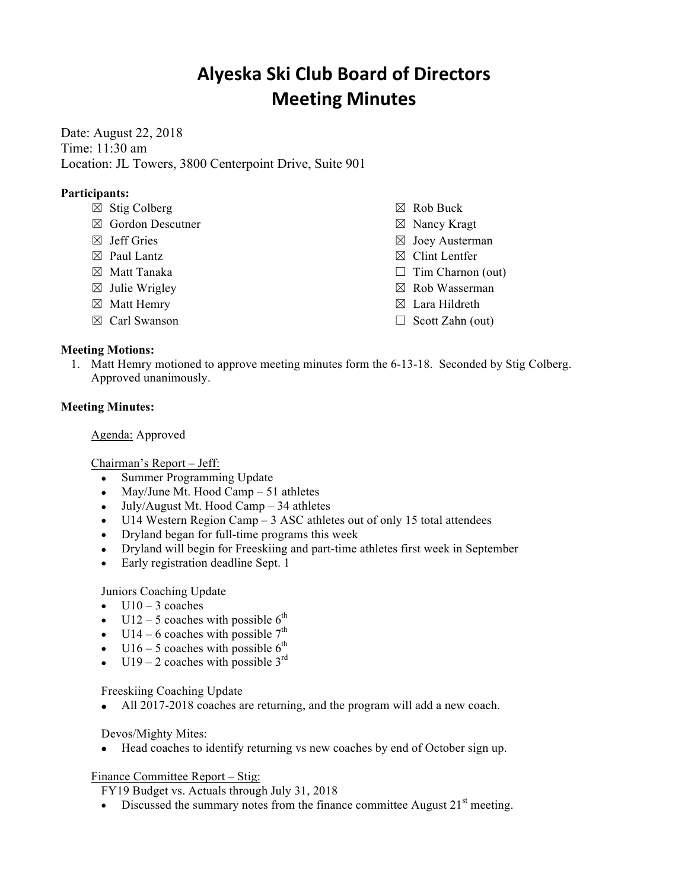# Alyeska Ski Club Board of Directors
# Meeting Minutes

Date: August 22, 2018
Time: 11:30 am
Location: JL Towers, 3800 Centerpoint Drive, Suite 901

**Participants:**

- ☒ Stig Colberg
- ☒ Gordon Descutner
- ☒ Jeff Gries
- ☒ Paul Lantz
- ☒ Matt Tanaka
- ☒ Julie Wrigley
- ☒ Matt Hemry
- ☒ Carl Swanson
- ☒ Rob Buck
- ☒ Nancy Kragt
- ☒ Joey Austerman
- ☒ Clint Lentfer
- ☐ Tim Charnon (out)
- ☒ Rob Wasserman
- ☒ Lara Hildreth
- ☐ Scott Zahn (out)

**Meeting Motions:**

1. Matt Hemry motioned to approve meeting minutes form the 6-13-18. Seconded by Stig Colberg. Approved unanimously.

**Meeting Minutes:**

<u>Agenda:</u> Approved

<u>Chairman's Report – Jeff:</u>

- Summer Programming Update
- May/June Mt. Hood Camp – 51 athletes
- July/August Mt. Hood Camp – 34 athletes
- U14 Western Region Camp – 3 ASC athletes out of only 15 total attendees
- Dryland began for full-time programs this week
- Dryland will begin for Freeskiing and part-time athletes first week in September
- Early registration deadline Sept. 1

Juniors Coaching Update

- U10 – 3 coaches
- U12 – 5 coaches with possible 6th
- U14 – 6 coaches with possible 7th
- U16 – 5 coaches with possible 6th
- U19 – 2 coaches with possible 3rd

Freeskiing Coaching Update

- All 2017-2018 coaches are returning, and the program will add a new coach.

Devos/Mighty Mites:

- Head coaches to identify returning vs new coaches by end of October sign up.

<u>Finance Committee Report – Stig:</u>

FY19 Budget vs. Actuals through July 31, 2018

- Discussed the summary notes from the finance committee August 21st meeting.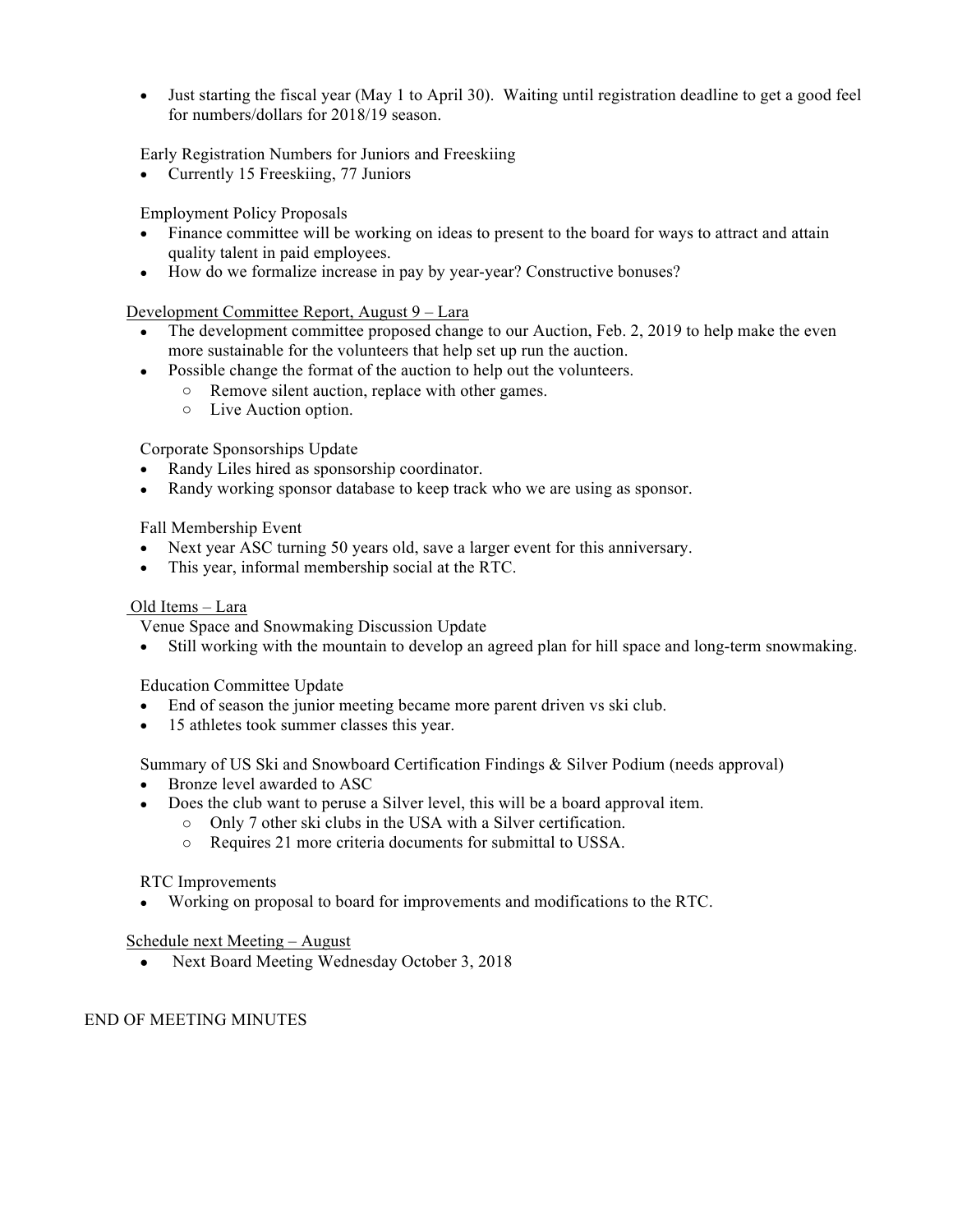- Just starting the fiscal year (May 1 to April 30). Waiting until registration deadline to get a good feel for numbers/dollars for 2018/19 season.

Early Registration Numbers for Juniors and Freeskiing

- Currently 15 Freeskiing, 77 Juniors

Employment Policy Proposals

- Finance committee will be working on ideas to present to the board for ways to attract and attain quality talent in paid employees.
- How do we formalize increase in pay by year-year? Constructive bonuses?

<u>Development Committee Report, August 9 – Lara</u>

- The development committee proposed change to our Auction, Feb. 2, 2019 to help make the even more sustainable for the volunteers that help set up run the auction.
- Possible change the format of the auction to help out the volunteers.
  - Remove silent auction, replace with other games.
  - Live Auction option.

Corporate Sponsorships Update

- Randy Liles hired as sponsorship coordinator.
- Randy working sponsor database to keep track who we are using as sponsor.

Fall Membership Event

- Next year ASC turning 50 years old, save a larger event for this anniversary.
- This year, informal membership social at the RTC.

<u>Old Items – Lara</u>

Venue Space and Snowmaking Discussion Update

- Still working with the mountain to develop an agreed plan for hill space and long-term snowmaking.

Education Committee Update

- End of season the junior meeting became more parent driven vs ski club.
- 15 athletes took summer classes this year.

Summary of US Ski and Snowboard Certification Findings & Silver Podium (needs approval)

- Bronze level awarded to ASC
- Does the club want to peruse a Silver level, this will be a board approval item.
  - Only 7 other ski clubs in the USA with a Silver certification.
  - Requires 21 more criteria documents for submittal to USSA.

RTC Improvements

- Working on proposal to board for improvements and modifications to the RTC.

<u>Schedule next Meeting – August</u>

- Next Board Meeting Wednesday October 3, 2018

END OF MEETING MINUTES